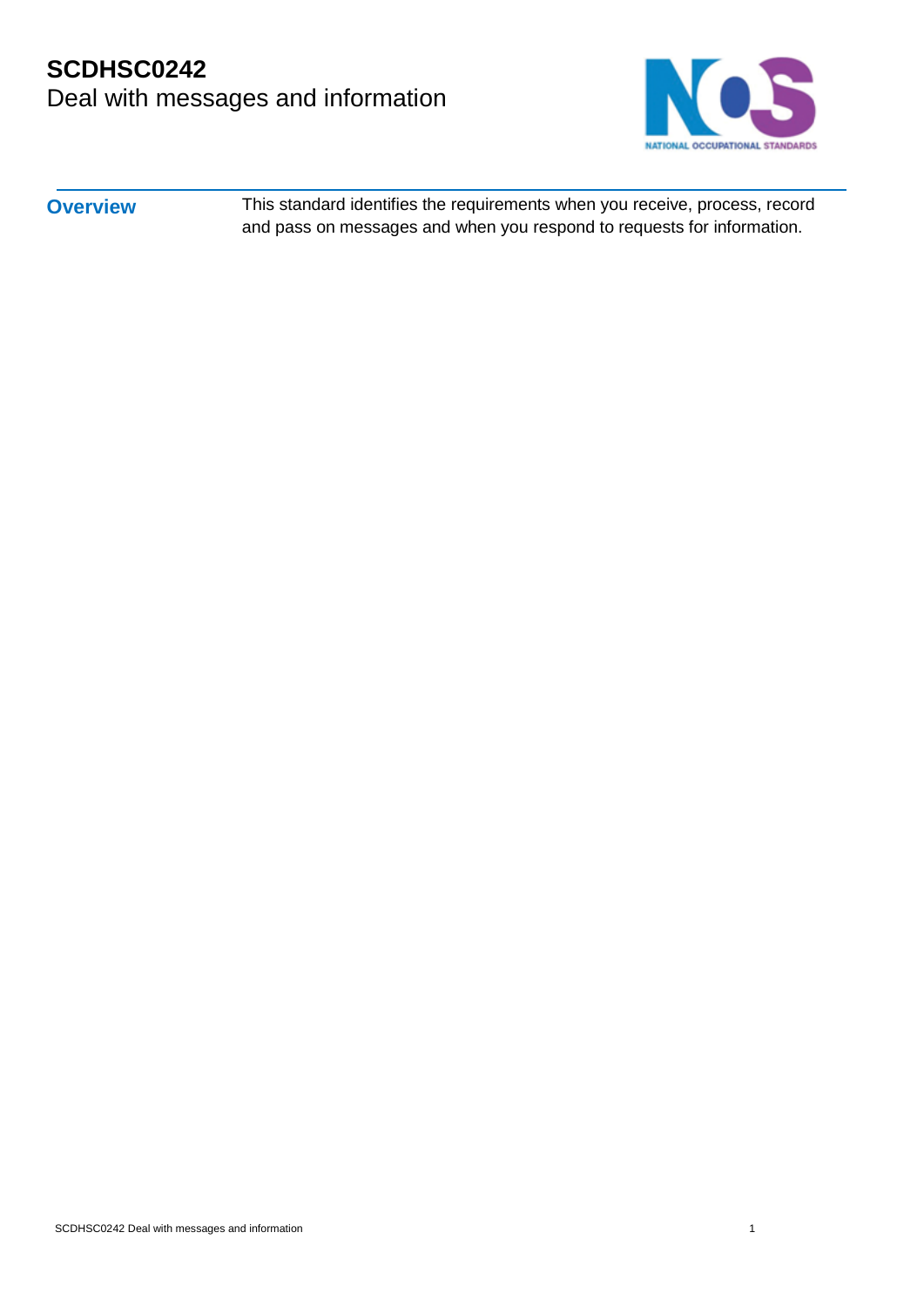# SCDHSC0242
## Deal with messages and information

**Overview**

This standard identifies the requirements when you receive, process, record and pass on messages and when you respond to requests for information.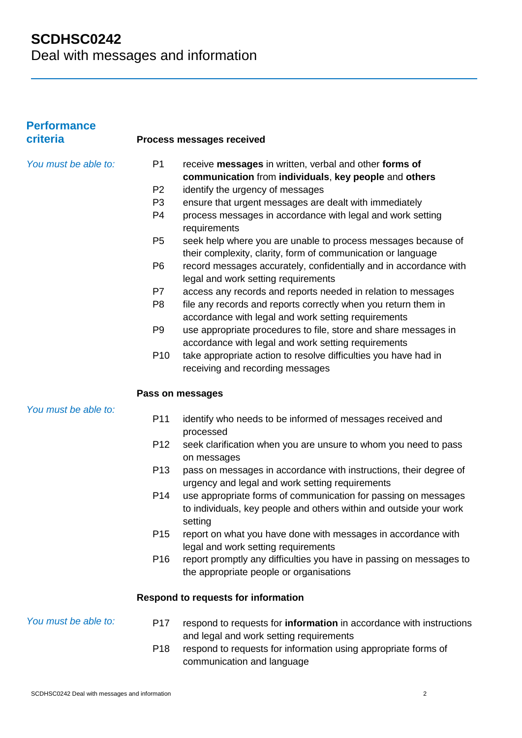# SCDHSC0242
Deal with messages and information

## Performance criteria

### Process messages received

*You must be able to:*

P1 receive **messages** in written, verbal and other **forms of communication** from **individuals**, **key people** and **others**

P2 identify the urgency of messages

P3 ensure that urgent messages are dealt with immediately

P4 process messages in accordance with legal and work setting requirements

P5 seek help where you are unable to process messages because of their complexity, clarity, form of communication or language

P6 record messages accurately, confidentially and in accordance with legal and work setting requirements

P7 access any records and reports needed in relation to messages

P8 file any records and reports correctly when you return them in accordance with legal and work setting requirements

P9 use appropriate procedures to file, store and share messages in accordance with legal and work setting requirements

P10 take appropriate action to resolve difficulties you have had in receiving and recording messages

### Pass on messages

*You must be able to:*

P11 identify who needs to be informed of messages received and processed

P12 seek clarification when you are unsure to whom you need to pass on messages

P13 pass on messages in accordance with instructions, their degree of urgency and legal and work setting requirements

P14 use appropriate forms of communication for passing on messages to individuals, key people and others within and outside your work setting

P15 report on what you have done with messages in accordance with legal and work setting requirements

P16 report promptly any difficulties you have in passing on messages to the appropriate people or organisations

### Respond to requests for information

*You must be able to:*

P17 respond to requests for **information** in accordance with instructions and legal and work setting requirements

P18 respond to requests for information using appropriate forms of communication and language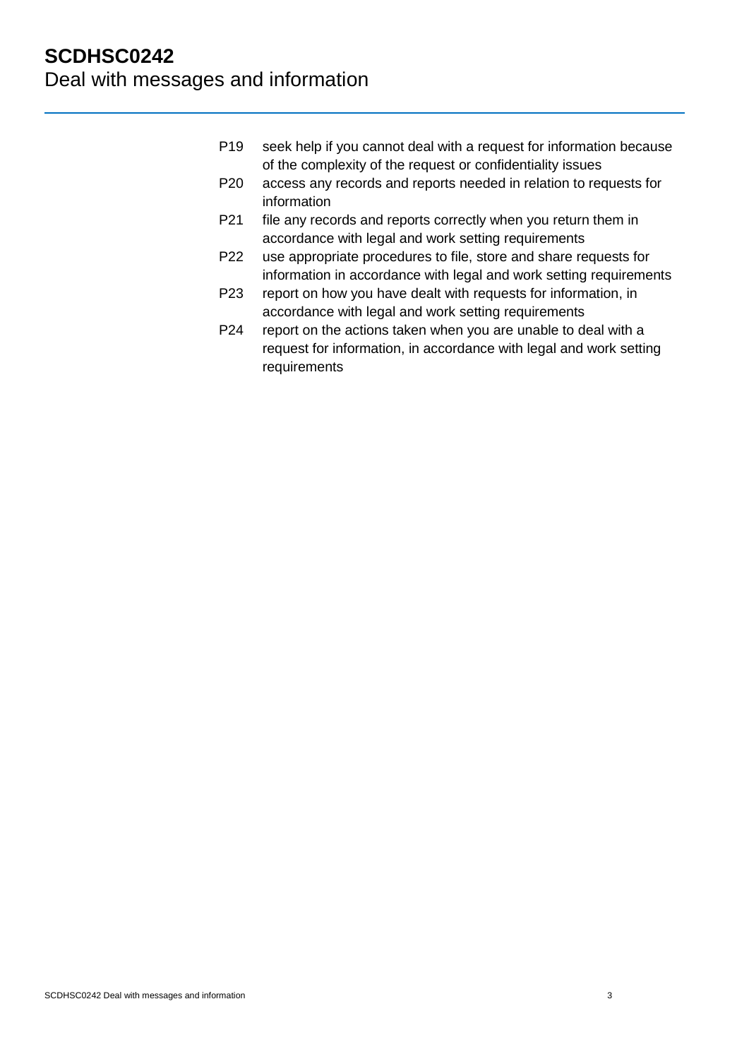P19 seek help if you cannot deal with a request for information because of the complexity of the request or confidentiality issues

P20 access any records and reports needed in relation to requests for information

P21 file any records and reports correctly when you return them in accordance with legal and work setting requirements

P22 use appropriate procedures to file, store and share requests for information in accordance with legal and work setting requirements

P23 report on how you have dealt with requests for information, in accordance with legal and work setting requirements

P24 report on the actions taken when you are unable to deal with a request for information, in accordance with legal and work setting requirements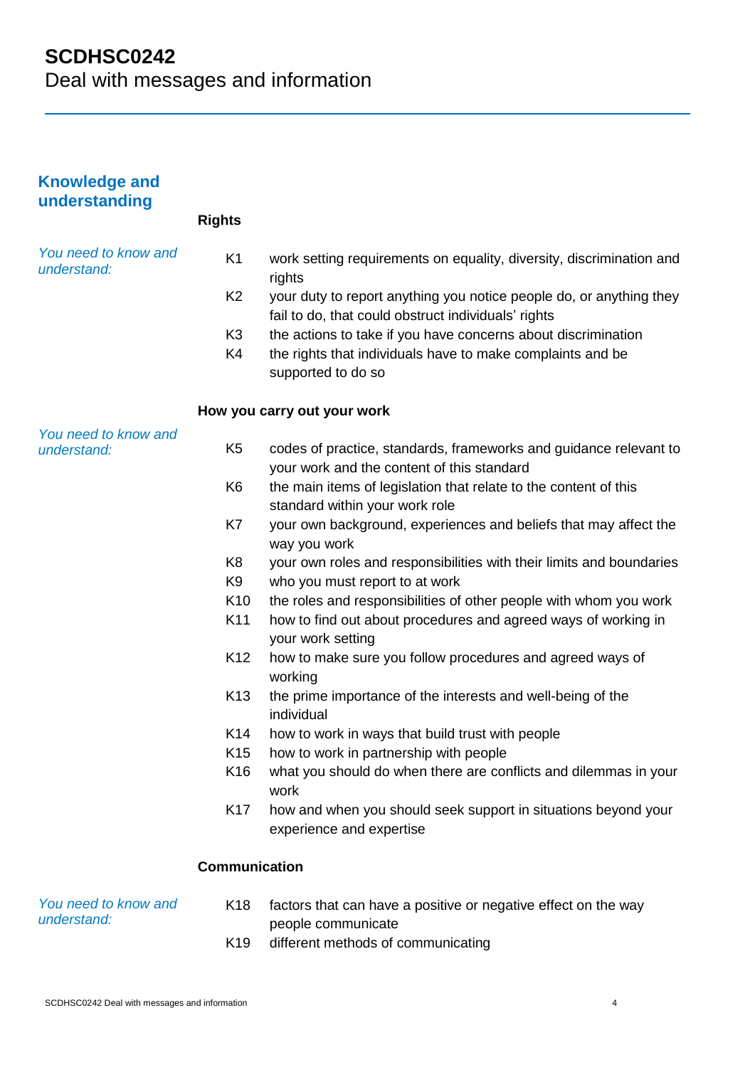# SCDHSC0242
Deal with messages and information

## Knowledge and understanding

### Rights

*You need to know and understand:*

| | |
|---|---|
| K1 | work setting requirements on equality, diversity, discrimination and rights |
| K2 | your duty to report anything you notice people do, or anything they fail to do, that could obstruct individuals' rights |
| K3 | the actions to take if you have concerns about discrimination |
| K4 | the rights that individuals have to make complaints and be supported to do so |

### How you carry out your work

*You need to know and understand:*

| | |
|---|---|
| K5 | codes of practice, standards, frameworks and guidance relevant to your work and the content of this standard |
| K6 | the main items of legislation that relate to the content of this standard within your work role |
| K7 | your own background, experiences and beliefs that may affect the way you work |
| K8 | your own roles and responsibilities with their limits and boundaries |
| K9 | who you must report to at work |
| K10 | the roles and responsibilities of other people with whom you work |
| K11 | how to find out about procedures and agreed ways of working in your work setting |
| K12 | how to make sure you follow procedures and agreed ways of working |
| K13 | the prime importance of the interests and well-being of the individual |
| K14 | how to work in ways that build trust with people |
| K15 | how to work in partnership with people |
| K16 | what you should do when there are conflicts and dilemmas in your work |
| K17 | how and when you should seek support in situations beyond your experience and expertise |

### Communication

*You need to know and understand:*

| | |
|---|---|
| K18 | factors that can have a positive or negative effect on the way people communicate |
| K19 | different methods of communicating |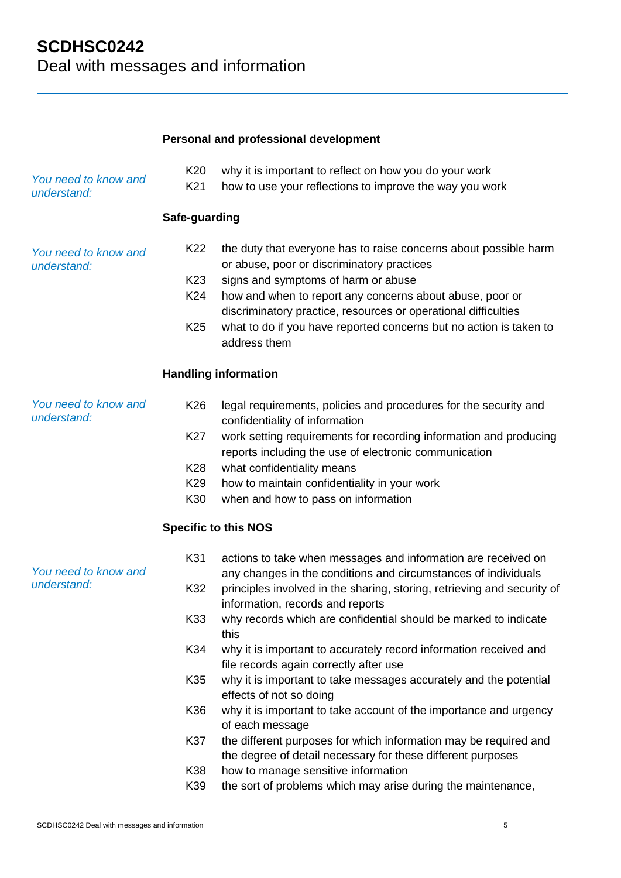## Personal and professional development

*You need to know and understand:*

- K20 why it is important to reflect on how you do your work
- K21 how to use your reflections to improve the way you work

## Safe-guarding

*You need to know and understand:*

- K22 the duty that everyone has to raise concerns about possible harm or abuse, poor or discriminatory practices
- K23 signs and symptoms of harm or abuse
- K24 how and when to report any concerns about abuse, poor or discriminatory practice, resources or operational difficulties
- K25 what to do if you have reported concerns but no action is taken to address them

## Handling information

*You need to know and understand:*

- K26 legal requirements, policies and procedures for the security and confidentiality of information
- K27 work setting requirements for recording information and producing reports including the use of electronic communication
- K28 what confidentiality means
- K29 how to maintain confidentiality in your work
- K30 when and how to pass on information

## Specific to this NOS

*You need to know and understand:*

- K31 actions to take when messages and information are received on any changes in the conditions and circumstances of individuals
- K32 principles involved in the sharing, storing, retrieving and security of information, records and reports
- K33 why records which are confidential should be marked to indicate this
- K34 why it is important to accurately record information received and file records again correctly after use
- K35 why it is important to take messages accurately and the potential effects of not so doing
- K36 why it is important to take account of the importance and urgency of each message
- K37 the different purposes for which information may be required and the degree of detail necessary for these different purposes
- K38 how to manage sensitive information
- K39 the sort of problems which may arise during the maintenance,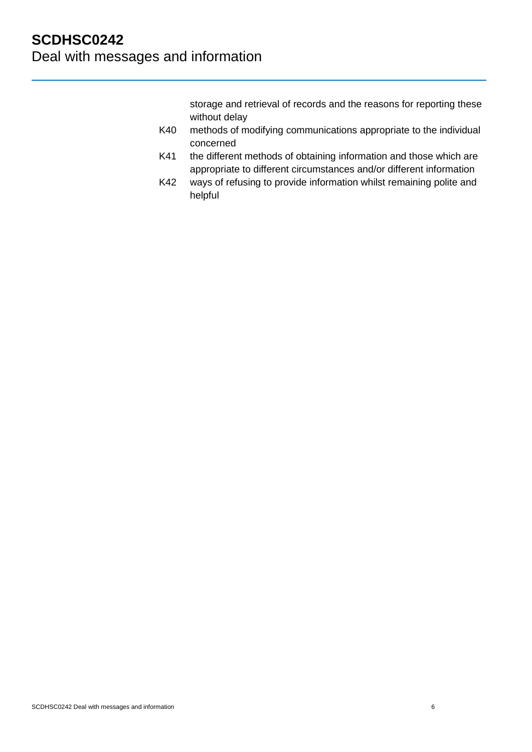storage and retrieval of records and the reasons for reporting these without delay

K40 methods of modifying communications appropriate to the individual concerned

K41 the different methods of obtaining information and those which are appropriate to different circumstances and/or different information

K42 ways of refusing to provide information whilst remaining polite and helpful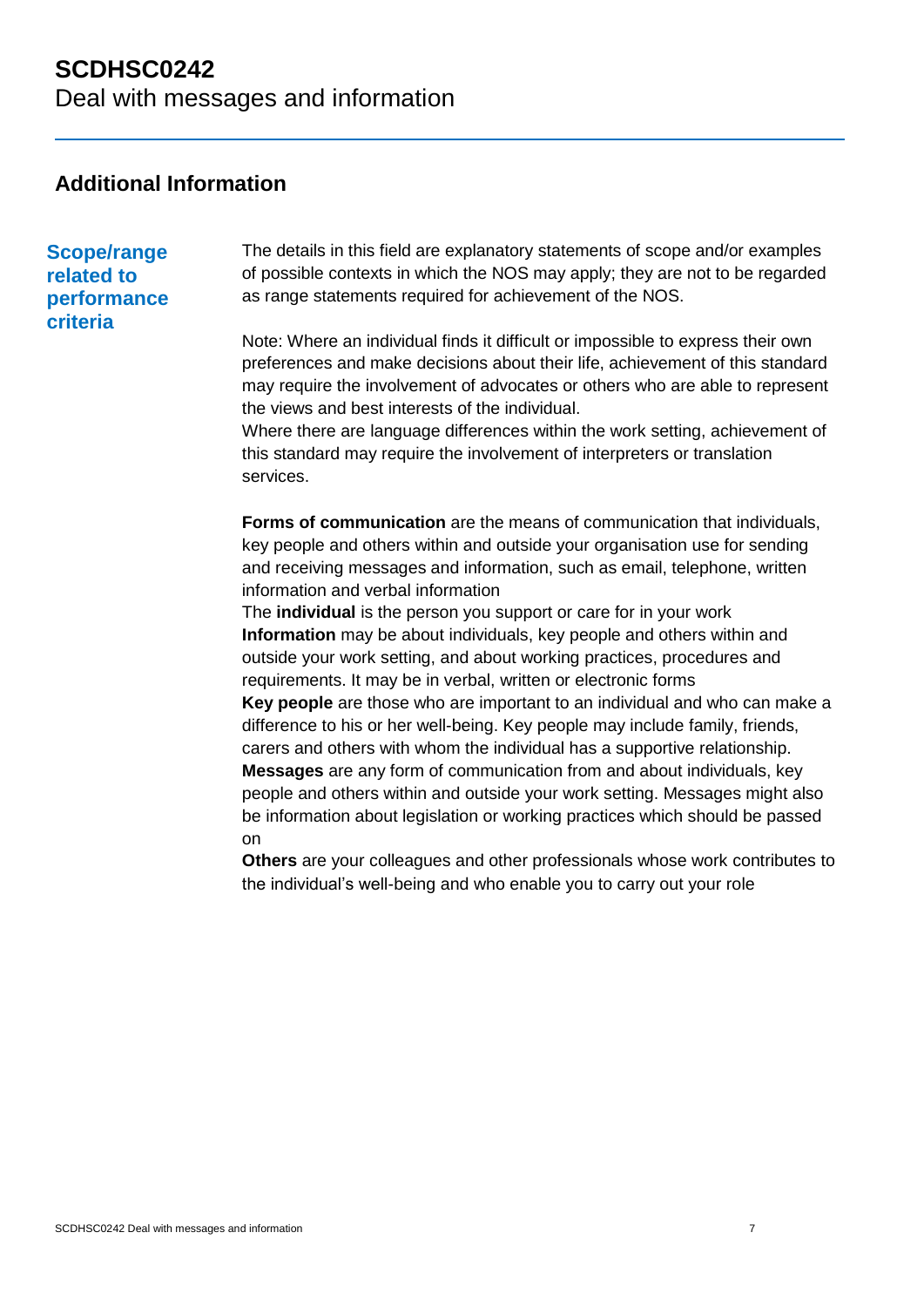## Additional Information

### Scope/range related to performance criteria

The details in this field are explanatory statements of scope and/or examples of possible contexts in which the NOS may apply; they are not to be regarded as range statements required for achievement of the NOS.

Note: Where an individual finds it difficult or impossible to express their own preferences and make decisions about their life, achievement of this standard may require the involvement of advocates or others who are able to represent the views and best interests of the individual.
Where there are language differences within the work setting, achievement of this standard may require the involvement of interpreters or translation services.

**Forms of communication** are the means of communication that individuals, key people and others within and outside your organisation use for sending and receiving messages and information, such as email, telephone, written information and verbal information
The **individual** is the person you support or care for in your work
**Information** may be about individuals, key people and others within and outside your work setting, and about working practices, procedures and requirements. It may be in verbal, written or electronic forms
**Key people** are those who are important to an individual and who can make a difference to his or her well-being. Key people may include family, friends, carers and others with whom the individual has a supportive relationship.
**Messages** are any form of communication from and about individuals, key people and others within and outside your work setting. Messages might also be information about legislation or working practices which should be passed on
**Others** are your colleagues and other professionals whose work contributes to the individual's well-being and who enable you to carry out your role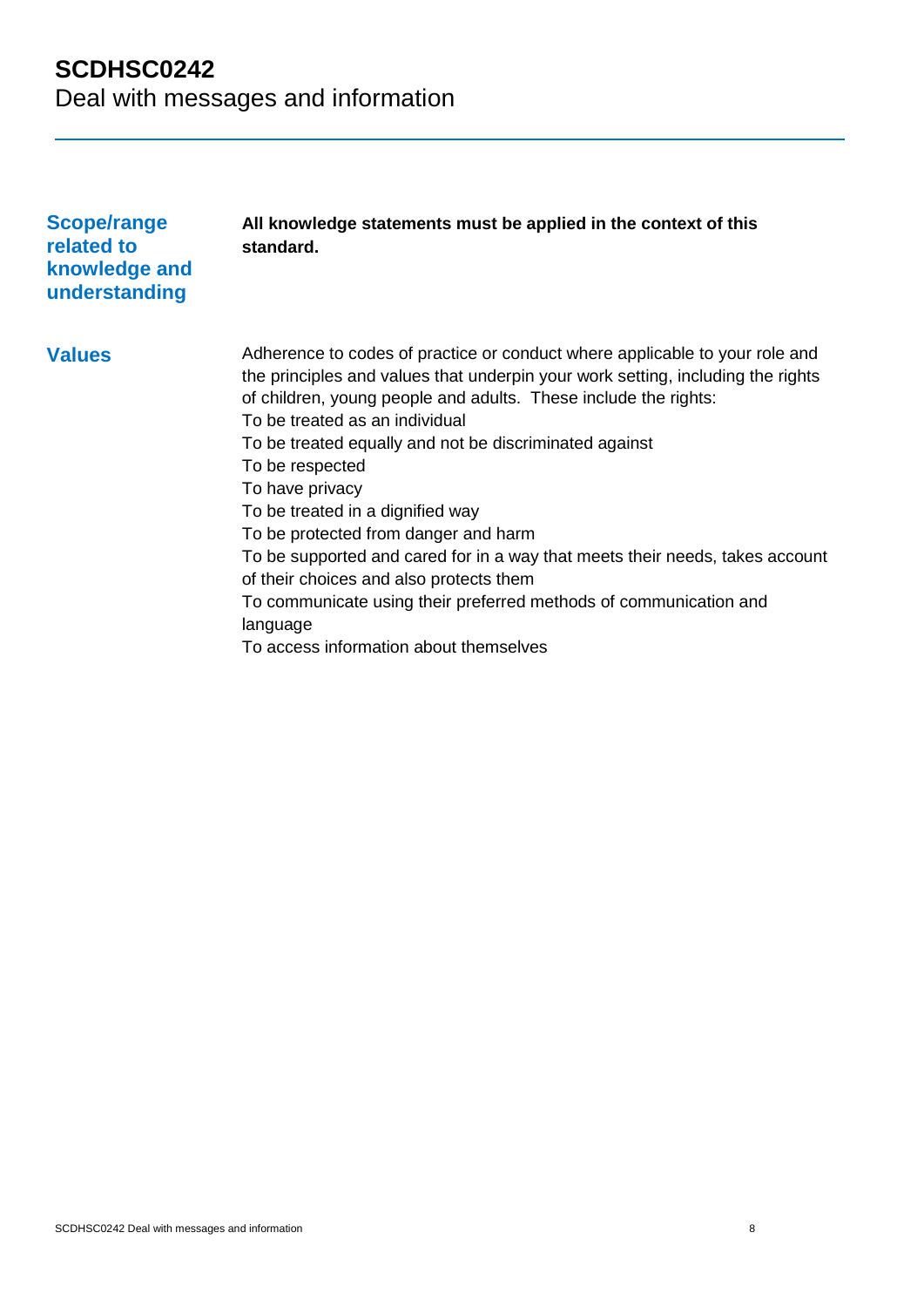# SCDHSC0242
Deal with messages and information

| | |
|---|---|
| **Scope/range related to knowledge and understanding** | **All knowledge statements must be applied in the context of this standard.** |
| **Values** | Adherence to codes of practice or conduct where applicable to your role and the principles and values that underpin your work setting, including the rights of children, young people and adults. These include the rights:<br>To be treated as an individual<br>To be treated equally and not be discriminated against<br>To be respected<br>To have privacy<br>To be treated in a dignified way<br>To be protected from danger and harm<br>To be supported and cared for in a way that meets their needs, takes account of their choices and also protects them<br>To communicate using their preferred methods of communication and language<br>To access information about themselves |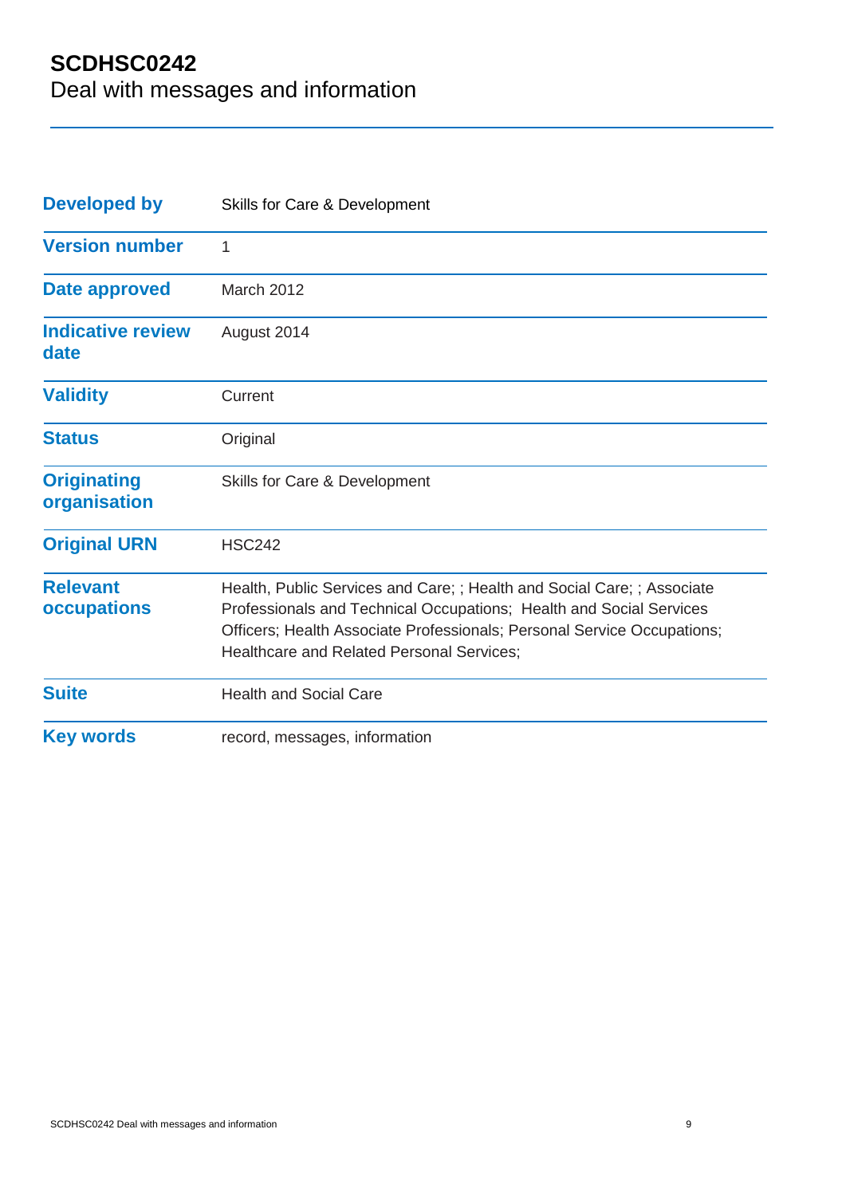# SCDHSC0242
Deal with messages and information

| | |
|---|---|
| **Developed by** | Skills for Care & Development |
| **Version number** | 1 |
| **Date approved** | March 2012 |
| **Indicative review date** | August 2014 |
| **Validity** | Current |
| **Status** | Original |
| **Originating organisation** | Skills for Care & Development |
| **Original URN** | HSC242 |
| **Relevant occupations** | Health, Public Services and Care; ; Health and Social Care; ; Associate Professionals and Technical Occupations; Health and Social Services Officers; Health Associate Professionals; Personal Service Occupations; Healthcare and Related Personal Services; |
| **Suite** | Health and Social Care |
| **Key words** | record, messages, information |